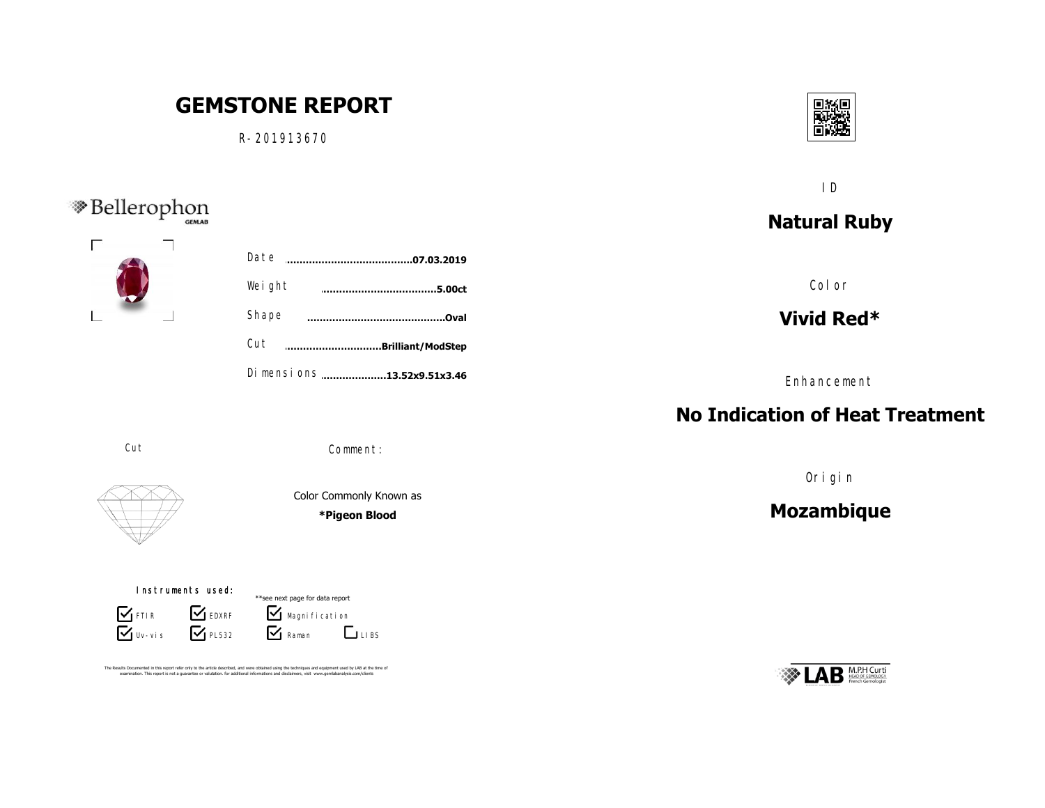# GEMSTONE REPORT

R-201913670

Bellerophon GEMLAB

Date ........................................07.03.2019

Weight ....................................5.00ct

Shape ...........................................Oval

Cut ..............................Brilliant/ModStep

Dimensions ....................13.52x9.51x3.46

Cut

Comment:

Color Commonly Known as

***Pigeon Blood**

Instruments used:

**see next page for data report

- [x] FTIR
- [x] EDXRF
- [x] Magnification
- [x] Uv-vis
- [x] PL532
- [x] Raman
- [ ] LIBS

The Results Documented in this report refer only to the article described, and were obtained using the techniques and equipment used by LAB at the time of examination. This report is not a guarantee or valutation. for additional informations and disclaimers, visit www.gemlabanalysis.com/clients

ID

## Natural Ruby

Color

## Vivid Red*

Enhancement

## No Indication of Heat Treatment

Origin

## Mozambique

LAB M.P.H Curti HEAD OF GEMOLOGY French Gemologist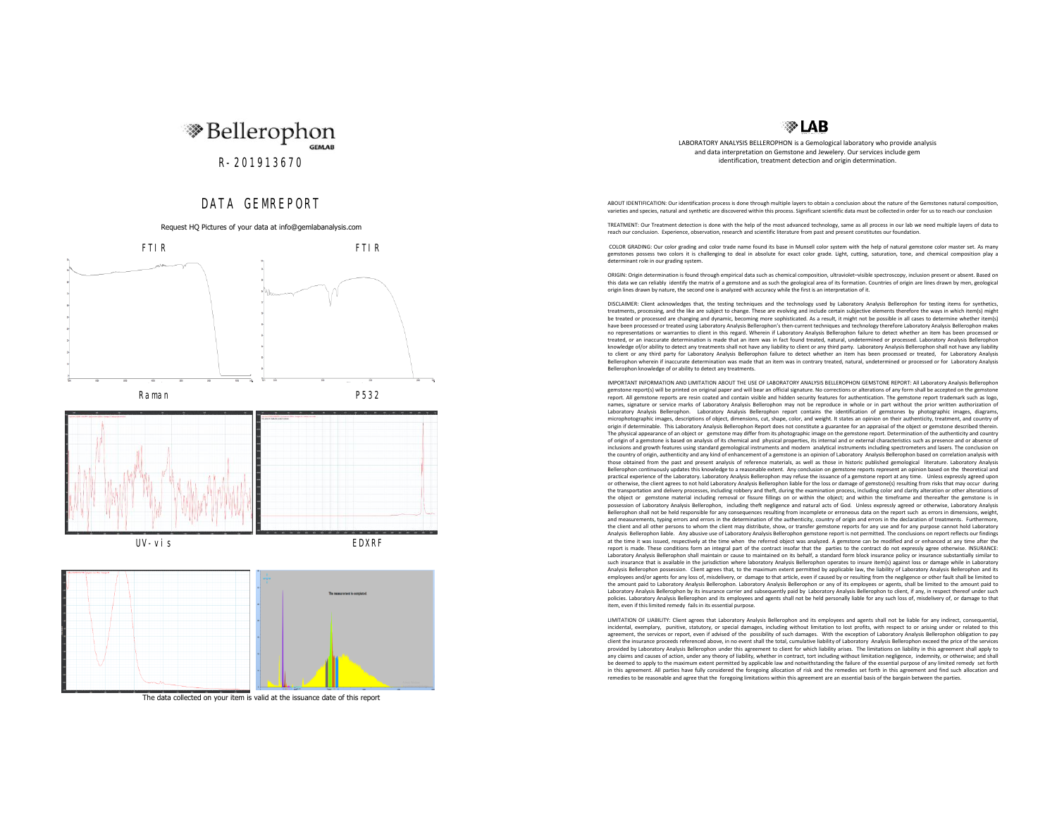# Bellerophon

GEMLAB

R-201913670

## DATA GEMREPORT

Request HQ Pictures of your data at info@gemlabanalysis.com

FTIR

FTIR

Raman

P532

UV-vis

EDXRF

The measurement is completed

The data collected on your item is valid at the issuance date of this report

# LAB

LABORATORY ANALYSIS BELLEROPHON is a Gemological laboratory who provide analysis and data interpretation on Gemstone and Jewelery. Our services include gem identification, treatment detection and origin determination.

ABOUT IDENTIFICATION: Our identification process is done through multiple layers to obtain a conclusion about the nature of the Gemstones natural composition, varieties and species, natural and synthetic are discovered within this process. Significant scientific data must be collected in order for us to reach our conclusion

TREATMENT: Our Treatment detection is done with the help of the most advanced technology, same as all process in our lab we need multiple layers of data to reach our conclusion. Experience, observation, research and scientific literature from past and present constitutes our foundation.

COLOR GRADING: Our color grading and color trade name found its base in Munsell color system with the help of natural gemstone color master set. As many gemstones possess two colors it is challenging to deal in absolute for exact color grade. Light, cutting, saturation, tone, and chemical composition play a determinant role in our grading system.

ORIGIN: Origin determination is found through empirical data such as chemical composition, ultraviolet–visible spectroscopy, inclusion present or absent. Based on this data we can reliably identify the matrix of a gemstone and as such the geological area of its formation. Countries of origin are lines drawn by men, geological origin lines drawn by nature, the second one is analyzed with accuracy while the first is an interpretation of it.

DISCLAIMER: Client acknowledges that, the testing techniques and the technology used by Laboratory Analysis Bellerophon for testing items for synthetics, treatments, processing, and the like are subject to change. These are evolving and include certain subjective elements therefore the ways in which item(s) might be treated or processed are changing and dynamic, becoming more sophisticated. As a result, it might not be possible in all cases to determine whether item(s) have been processed or treated using Laboratory Analysis Bellerophon's then-current techniques and technology therefore Laboratory Analysis Bellerophon makes no representations or warranties to client in this regard. Wherein if Laboratory Analysis Bellerophon failure to detect whether an item has been processed or treated, or an inaccurate determination is made that an item was in fact found treated, natural, undetermined or processed. Laboratory Analysis Bellerophon knowledge of/or ability to detect any treatments shall not have any liability to client or any third party. Laboratory Analysis Bellerophon shall not have any liability to client or any third party for Laboratory Analysis Bellerophon failure to detect whether an item has been processed or treated, for Laboratory Analysis Bellerophon wherein if inaccurate determination was made that an item was in contrary treated, natural, undetermined or processed or for Laboratory Analysis Bellerophon knowledge of or ability to detect any treatments.

IMPORTANT INFORMATION AND LIMITATION ABOUT THE USE OF LABORATORY ANALYSIS BELLEROPHON GEMSTONE REPORT: All Laboratory Analysis Bellerophon gemstone report(s) will be printed on original paper and will bear an official signature. No corrections or alterations of any form shall be accepted on the gemstone report. All gemstone reports are resin coated and contain visible and hidden security features for authentication. The gemstone report trademark such as logo, names, signature or service marks of Laboratory Analysis Bellerophon may not be reproduce in whole or in part without the prior written authorization of Laboratory Analysis Bellerophon. Laboratory Analysis Bellerophon report contains the identification of gemstones by photographic images, diagrams, microphotographic images, descriptions of object, dimensions, cut, shape, color, and weight. It states an opinion on their authenticity, treatment, and country of origin if determinable. This Laboratory Analysis Bellerophon Report does not constitute a guarantee for an appraisal of the object or gemstone described therein. The physical appearance of an object or gemstone may differ from its photographic image on the gemstone report. Determination of the authenticity and country of origin of a gemstone is based on analysis of its chemical and physical properties, its internal and or external characteristics such as presence and or absence of inclusions and growth features using standard gemological instruments and modern analytical instruments including spectrometers and lasers. The conclusion on the country of origin, authenticity and any kind of enhancement of a gemstone is an opinion of Laboratory Analysis Bellerophon based on correlation analysis with those obtained from the past and present analysis of reference materials, as well as those in historic published gemological literature. Laboratory Analysis Bellerophon continuously updates this knowledge to a reasonable extent. Any conclusion on gemstone reports represent an opinion based on the theoretical and practical experience of the Laboratory. Laboratory Analysis Bellerophon may refuse the issuance of a gemstone report at any time. Unless expressly agreed upon or otherwise, the client agrees to not hold Laboratory Analysis Bellerophon liable for the loss or damage of gemstone(s) resulting from risks that may occur during the transportation and delivery processes, including robbery and theft, during the examination process, including color and clarity alteration or other alterations of the object or gemstone material including removal or fissure fillings on or within the object; and within the timeframe and thereafter the gemstone is in possession of Laboratory Analysis Bellerophon, including theft negligence and natural acts of God. Unless expressly agreed or otherwise, Laboratory Analysis Bellerophon shall not be held responsible for any consequences resulting from incomplete or erroneous data on the report such as errors in dimensions, weight, and measurements, typing errors and errors in the determination of the authenticity, country of origin and errors in the declaration of treatments. Furthermore, the client and all other persons to whom the client may distribute, show, or transfer gemstone reports for any use and for any purpose cannot hold Laboratory Analysis Bellerophon liable. Any abusive use of Laboratory Analysis Bellerophon gemstone report is not permitted. The conclusions on report reflects our findings at the time it was issued, respectively at the time when the referred object was analyzed. A gemstone can be modified and or enhanced at any time after the report is made. These conditions form an integral part of the contract insofar that the parties to the contract do not expressly agree otherwise. INSURANCE: Laboratory Analysis Bellerophon shall maintain or cause to maintained on its behalf, a standard form block insurance policy or insurance substantially similar to such insurance that is available in the jurisdiction where laboratory Analysis Bellerophon operates to insure item(s) against loss or damage while in Laboratory Analysis Bellerophon possession. Client agrees that, to the maximum extent permitted by applicable law, the liability of Laboratory Analysis Bellerophon and its employees and/or agents for any loss of, misdelivery, or damage to that article, even if caused by or resulting from the negligence or other fault shall be limited to the amount paid to Laboratory Analysis Bellerophon. Laboratory Analysis Bellerophon or any of its employees or agents, shall be limited to the amount paid to Laboratory Analysis Bellerophon by its insurance carrier and subsequently paid by Laboratory Analysis Bellerophon to client, if any, in respect thereof under such policies. Laboratory Analysis Bellerophon and its employees and agents shall not be held personally liable for any such loss of, misdelivery of, or damage to that item, even if this limited remedy fails in its essential purpose.

LIMITATION OF LIABILITY: Client agrees that Laboratory Analysis Bellerophon and its employees and agents shall not be liable for any indirect, consequential, incidental, exemplary, punitive, statutory, or special damages, including without limitation to lost profits, with respect to or arising under or related to this agreement, the services or report, even if advised of the possibility of such damages. With the exception of Laboratory Analysis Bellerophon obligation to pay client the insurance proceeds referenced above, in no event shall the total, cumulative liability of Laboratory Analysis Bellerophon exceed the price of the services provided by Laboratory Analysis Bellerophon under this agreement to client for which liability arises. The limitations on liability in this agreement shall apply to any claims and causes of action, under any theory of liability, whether in contract, tort including without limitation negligence, indemnity, or otherwise; and shall be deemed to apply to the maximum extent permitted by applicable law and notwithstanding the failure of the essential purpose of any limited remedy set forth in this agreement. All parties have fully considered the foregoing allocation of risk and the remedies set forth in this agreement and find such allocation and remedies to be reasonable and agree that the foregoing limitations within this agreement are an essential basis of the bargain between the parties.